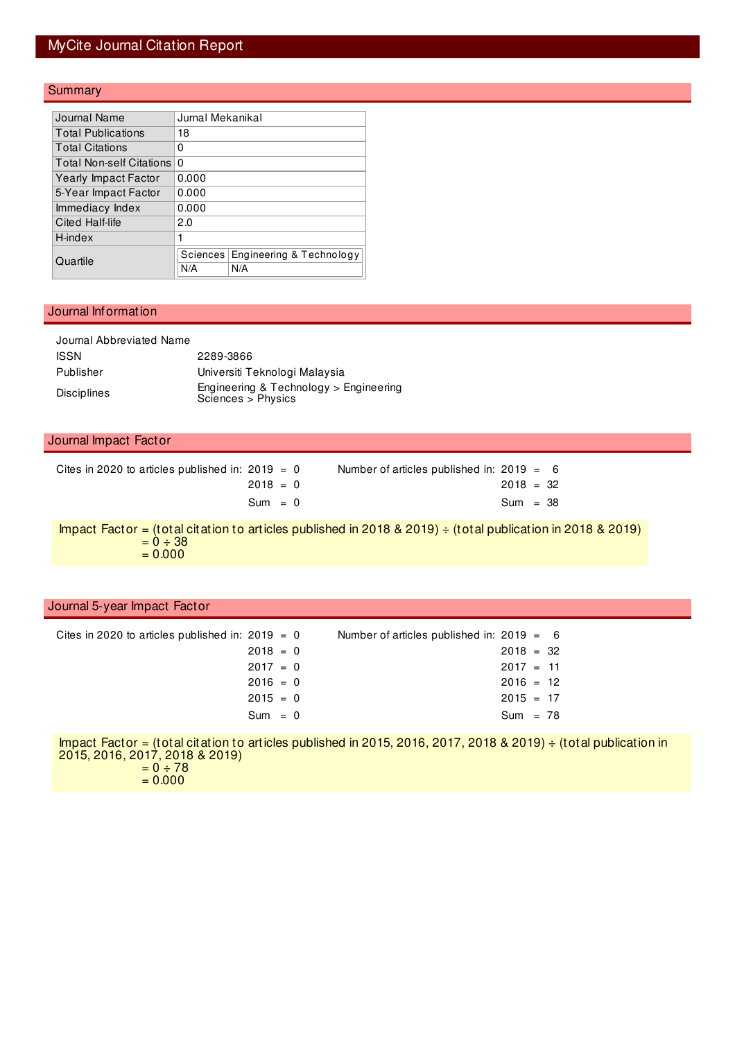# MyCite Journal Citation Report

## Summary

| | |
|---|---|
| Journal Name | Jurnal Mekanikal |
| Total Publications | 18 |
| Total Citations | 0 |
| Total Non-self Citations | 0 |
| Yearly Impact Factor | 0.000 |
| 5-Year Impact Factor | 0.000 |
| Immediacy Index | 0.000 |
| Cited Half-life | 2.0 |
| H-index | 1 |
| Quartile | Sciences: N/A; Engineering & Technology: N/A |

## Journal Information

| | |
|---|---|
| Journal Abbreviated Name | |
| ISSN | 2289-3866 |
| Publisher | Universiti Teknologi Malaysia |
| Disciplines | Engineering & Technology > Engineering<br>Sciences > Physics |

## Journal Impact Factor

| Cites in 2020 to articles published in: | | Number of articles published in: | |
|---|---|---|---|
| 2019 | 0 | 2019 | 6 |
| 2018 | 0 | 2018 | 32 |
| Sum | 0 | Sum | 38 |

Impact Factor = (total citation to articles published in 2018 & 2019) ÷ (total publication in 2018 & 2019)
= 0 ÷ 38
= 0.000

## Journal 5-year Impact Factor

| Cites in 2020 to articles published in: | | Number of articles published in: | |
|---|---|---|---|
| 2019 | 0 | 2019 | 6 |
| 2018 | 0 | 2018 | 32 |
| 2017 | 0 | 2017 | 11 |
| 2016 | 0 | 2016 | 12 |
| 2015 | 0 | 2015 | 17 |
| Sum | 0 | Sum | 78 |

Impact Factor = (total citation to articles published in 2015, 2016, 2017, 2018 & 2019) ÷ (total publication in 2015, 2016, 2017, 2018 & 2019)
= 0 ÷ 78
= 0.000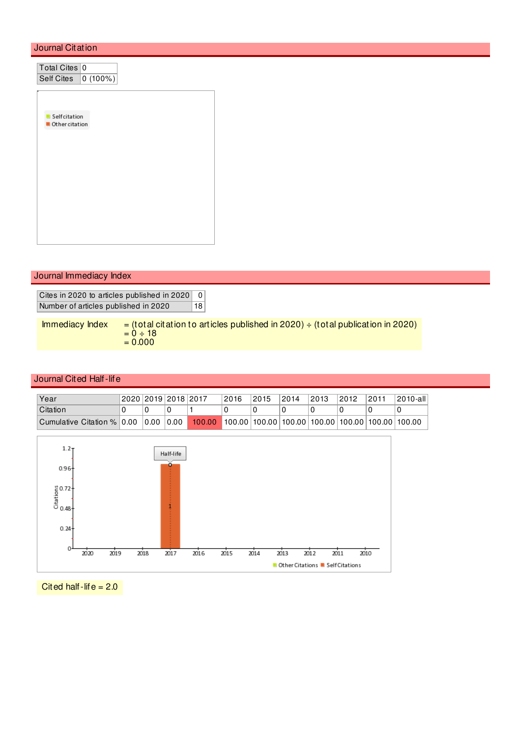## Journal Citation

| Total Cites | 0 |
|---|---|
| Self Cites | 0 (100%) |

## Journal Immediacy Index

| Cites in 2020 to articles published in 2020 | 0 |
|---|---|
| Number of articles published in 2020 | 18 |

Immediacy Index = (total citation to articles published in 2020) ÷ (total publication in 2020)
= 0 ÷ 18
= 0.000

## Journal Cited Half-life

| Year | 2020 | 2019 | 2018 | 2017 | 2016 | 2015 | 2014 | 2013 | 2012 | 2011 | 2010-all |
|---|---|---|---|---|---|---|---|---|---|---|---|
| Citation | 0 | 0 | 0 | 1 | 0 | 0 | 0 | 0 | 0 | 0 | 0 |
| Cumulative Citation % | 0.00 | 0.00 | 0.00 | 100.00 | 100.00 | 100.00 | 100.00 | 100.00 | 100.00 | 100.00 | 100.00 |

Cited half-life = 2.0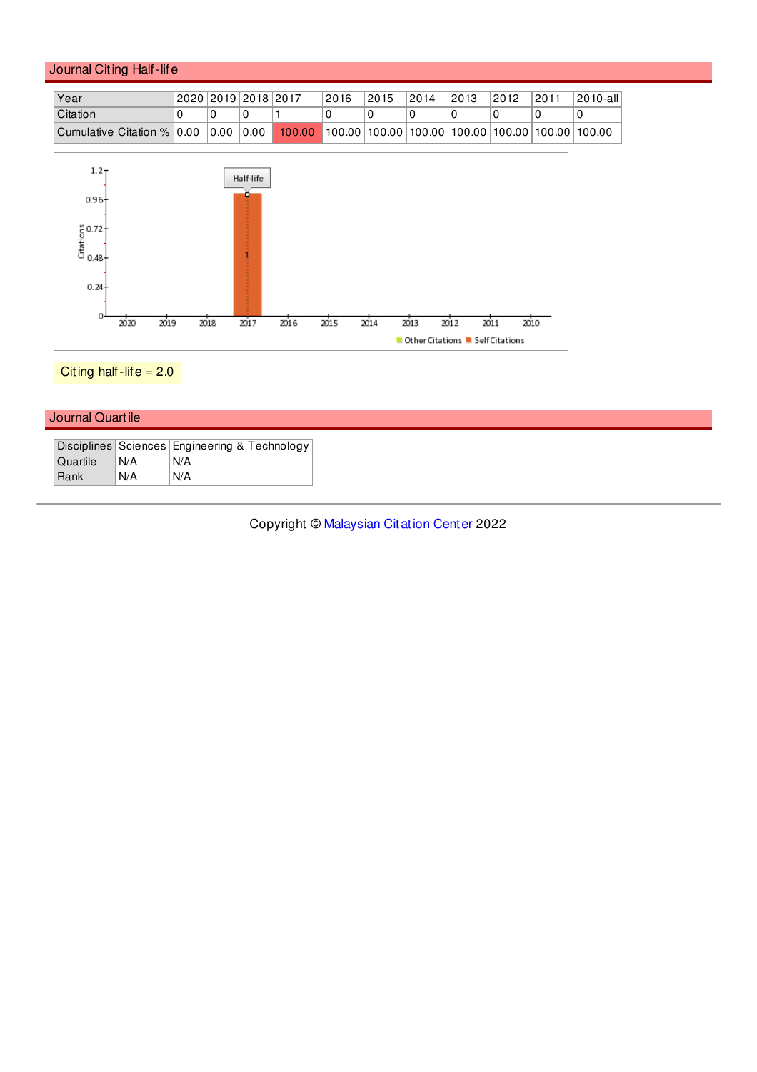## Journal Citing Half-life

| Year | 2020 | 2019 | 2018 | 2017 | 2016 | 2015 | 2014 | 2013 | 2012 | 2011 | 2010-all |
|---|---|---|---|---|---|---|---|---|---|---|---|
| Citation | 0 | 0 | 0 | 1 | 0 | 0 | 0 | 0 | 0 | 0 | 0 |
| Cumulative Citation % | 0.00 | 0.00 | 0.00 | 100.00 | 100.00 | 100.00 | 100.00 | 100.00 | 100.00 | 100.00 | 100.00 |

Half-life

1.2
0.96
0.72
0.48
0.24
0

Citations

1

2020 2019 2018 2017 2016 2015 2014 2013 2012 2011 2010

Other Citations
Self Citations

Citing half-life = 2.0

## Journal Quartile

| Disciplines | Sciences | Engineering & Technology |
|---|---|---|
| Quartile | N/A | N/A |
| Rank | N/A | N/A |

Copyright © Malaysian Citation Center 2022